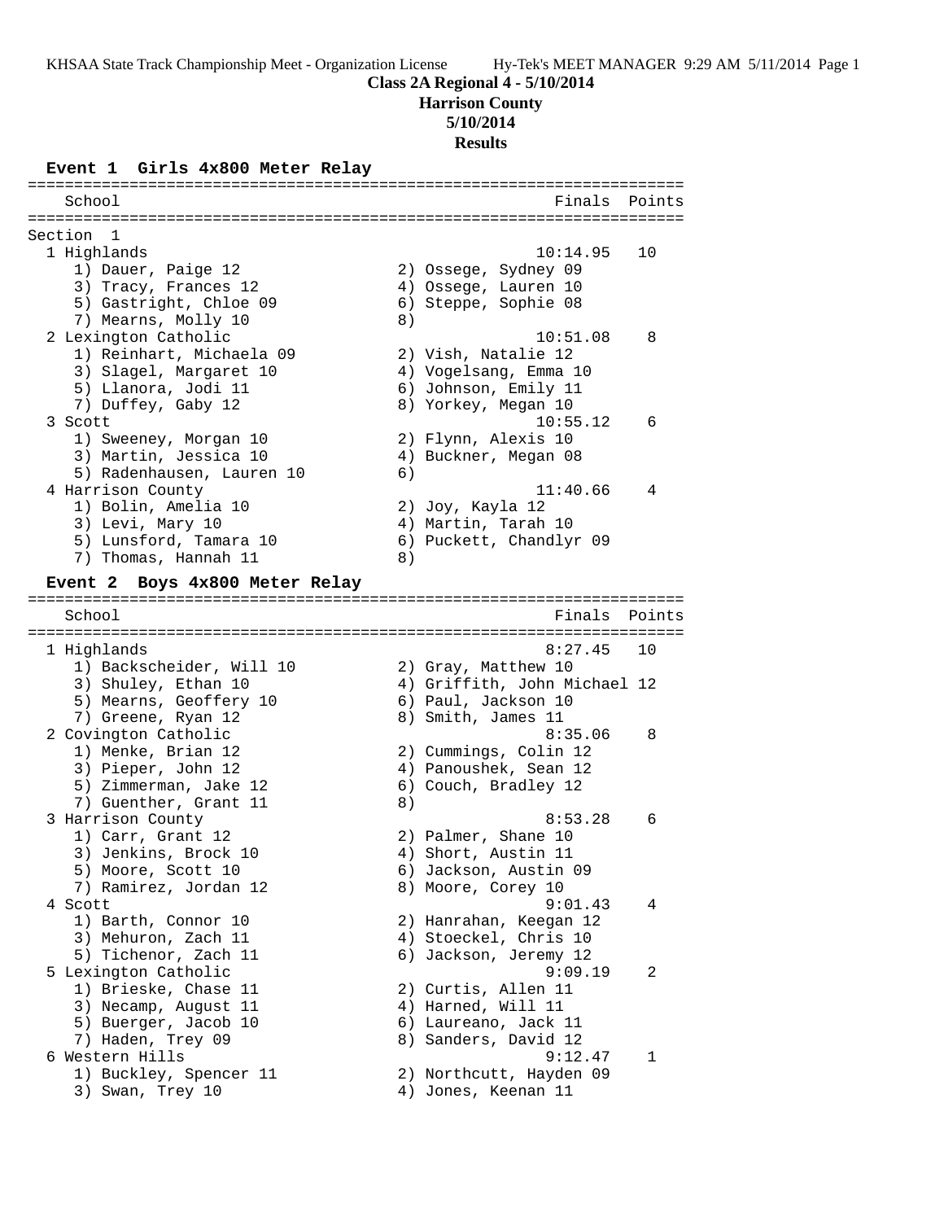**Class 2A Regional 4 - 5/10/2014**

**Harrison County**

**5/10/2014**

**Results**

```
Event 1  Girls 4x800 Meter Relay
=======================================================================
    School                                            Finals  Points
=======================================================================
Section  1
  1 Highlands                                       10:14.95   10
     1) Dauer, Paige 12                 2) Ossege, Sydney 09
     3) Tracy, Frances 12               4) Ossege, Lauren 10
     5) Gastright, Chloe 09             6) Steppe, Sophie 08
     7) Mearns, Molly 10                8)
  2 Lexington Catholic                              10:51.08    8
     1) Reinhart, Michaela 09           2) Vish, Natalie 12
     3) Slagel, Margaret 10             4) Vogelsang, Emma 10
     5) Llanora, Jodi 11                6) Johnson, Emily 11
     7) Duffey, Gaby 12                 8) Yorkey, Megan 10
  3 Scott                                           10:55.12    6
     1) Sweeney, Morgan 10              2) Flynn, Alexis 10
     3) Martin, Jessica 10              4) Buckner, Megan 08
     5) Radenhausen, Lauren 10          6)
  4 Harrison County                                 11:40.66    4
     1) Bolin, Amelia 10                2) Joy, Kayla 12
     3) Levi, Mary 10                   4) Martin, Tarah 10
     5) Lunsford, Tamara 10             6) Puckett, Chandlyr 09
     7) Thomas, Hannah 11               8)

Event 2  Boys 4x800 Meter Relay
=======================================================================
    School                                            Finals  Points
=======================================================================
  1 Highlands                                        8:27.45   10
     1) Backscheider, Will 10           2) Gray, Matthew 10
     3) Shuley, Ethan 10                4) Griffith, John Michael 12
     5) Mearns, Geoffery 10             6) Paul, Jackson 10
     7) Greene, Ryan 12                 8) Smith, James 11
  2 Covington Catholic                               8:35.06    8
     1) Menke, Brian 12                 2) Cummings, Colin 12
     3) Pieper, John 12                 4) Panoushek, Sean 12
     5) Zimmerman, Jake 12              6) Couch, Bradley 12
     7) Guenther, Grant 11              8)
  3 Harrison County                                  8:53.28    6
     1) Carr, Grant 12                  2) Palmer, Shane 10
     3) Jenkins, Brock 10               4) Short, Austin 11
     5) Moore, Scott 10                 6) Jackson, Austin 09
     7) Ramirez, Jordan 12              8) Moore, Corey 10
  4 Scott                                            9:01.43    4
     1) Barth, Connor 10                2) Hanrahan, Keegan 12
     3) Mehuron, Zach 11                4) Stoeckel, Chris 10
     5) Tichenor, Zach 11               6) Jackson, Jeremy 12
  5 Lexington Catholic                               9:09.19    2
     1) Brieske, Chase 11               2) Curtis, Allen 11
     3) Necamp, August 11               4) Harned, Will 11
     5) Buerger, Jacob 10               6) Laureano, Jack 11
     7) Haden, Trey 09                  8) Sanders, David 12
  6 Western Hills                                    9:12.47    1
     1) Buckley, Spencer 11             2) Northcutt, Hayden 09
     3) Swan, Trey 10                   4) Jones, Keenan 11
```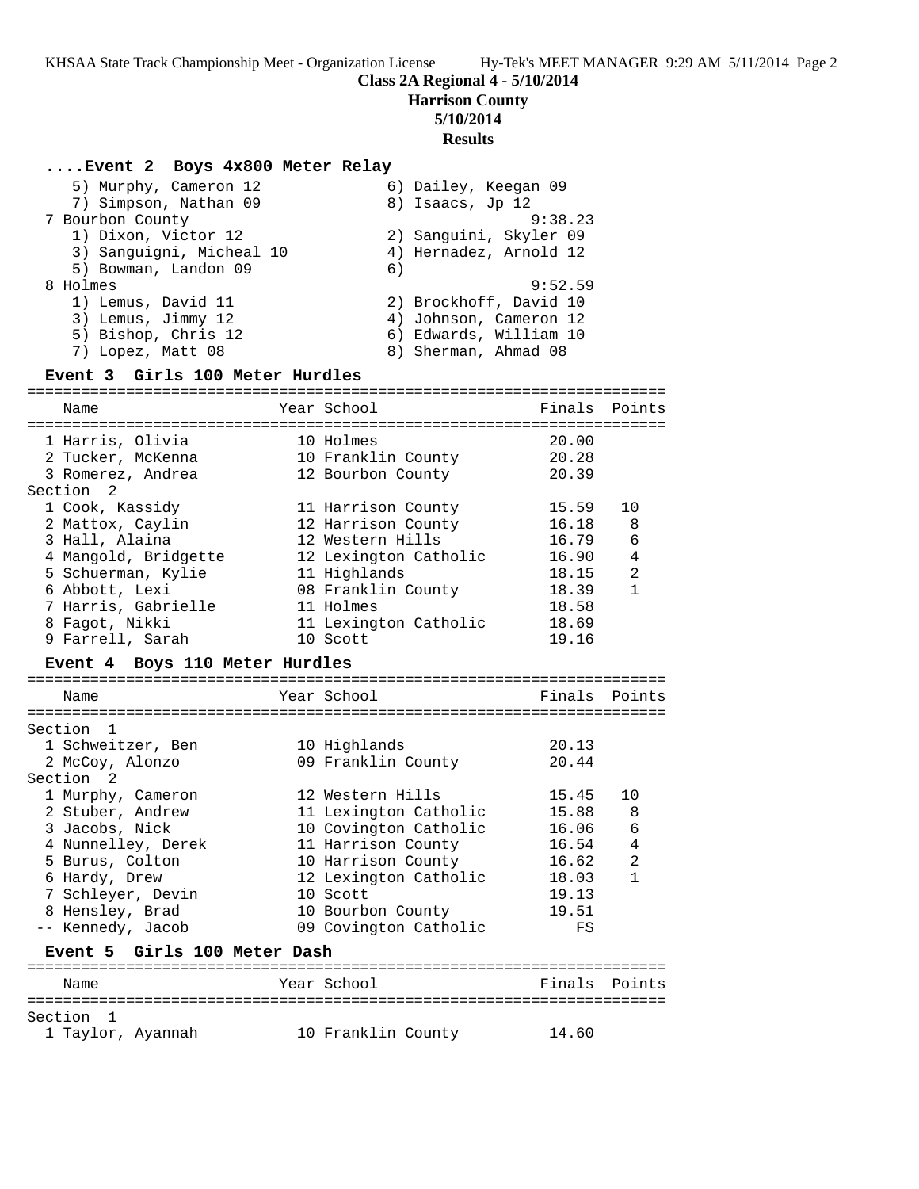**Class 2A Regional 4 - 5/10/2014**

**Harrison County**

**5/10/2014**

**Results**

### ....Event 2 Boys 4x800 Meter Relay

```
   5) Murphy, Cameron 12              6) Dailey, Keegan 09
   7) Simpson, Nathan 09              8) Isaacs, Jp 12
 7 Bourbon County                                9:38.23
   1) Dixon, Victor 12                2) Sanguini, Skyler 09
   3) Sanguigni, Micheal 10           4) Hernadez, Arnold 12
   5) Bowman, Landon 09               6)
 8 Holmes                                        9:52.59
   1) Lemus, David 11                 2) Brockhoff, David 10
   3) Lemus, Jimmy 12                 4) Johnson, Cameron 12
   5) Bishop, Chris 12                6) Edwards, William 10
   7) Lopez, Matt 08                  8) Sherman, Ahmad 08
```

### Event 3 Girls 100 Meter Hurdles

| Name | Year | School | Finals | Points |
|---|---|---|---|---|
| 1 Harris, Olivia | 10 | Holmes | 20.00 | |
| 2 Tucker, McKenna | 10 | Franklin County | 20.28 | |
| 3 Romerez, Andrea | 12 | Bourbon County | 20.39 | |
| Section 2 | | | | |
| 1 Cook, Kassidy | 11 | Harrison County | 15.59 | 10 |
| 2 Mattox, Caylin | 12 | Harrison County | 16.18 | 8 |
| 3 Hall, Alaina | 12 | Western Hills | 16.79 | 6 |
| 4 Mangold, Bridgette | 12 | Lexington Catholic | 16.90 | 4 |
| 5 Schuerman, Kylie | 11 | Highlands | 18.15 | 2 |
| 6 Abbott, Lexi | 08 | Franklin County | 18.39 | 1 |
| 7 Harris, Gabrielle | 11 | Holmes | 18.58 | |
| 8 Fagot, Nikki | 11 | Lexington Catholic | 18.69 | |
| 9 Farrell, Sarah | 10 | Scott | 19.16 | |

### Event 4 Boys 110 Meter Hurdles

| Name | Year | School | Finals | Points |
|---|---|---|---|---|
| Section 1 | | | | |
| 1 Schweitzer, Ben | 10 | Highlands | 20.13 | |
| 2 McCoy, Alonzo | 09 | Franklin County | 20.44 | |
| Section 2 | | | | |
| 1 Murphy, Cameron | 12 | Western Hills | 15.45 | 10 |
| 2 Stuber, Andrew | 11 | Lexington Catholic | 15.88 | 8 |
| 3 Jacobs, Nick | 10 | Covington Catholic | 16.06 | 6 |
| 4 Nunnelley, Derek | 11 | Harrison County | 16.54 | 4 |
| 5 Burus, Colton | 10 | Harrison County | 16.62 | 2 |
| 6 Hardy, Drew | 12 | Lexington Catholic | 18.03 | 1 |
| 7 Schleyer, Devin | 10 | Scott | 19.13 | |
| 8 Hensley, Brad | 10 | Bourbon County | 19.51 | |
| -- Kennedy, Jacob | 09 | Covington Catholic | FS | |

### Event 5 Girls 100 Meter Dash

| Name | Year | School | Finals | Points |
|---|---|---|---|---|
| Section 1 | | | | |
| 1 Taylor, Ayannah | 10 | Franklin County | 14.60 | |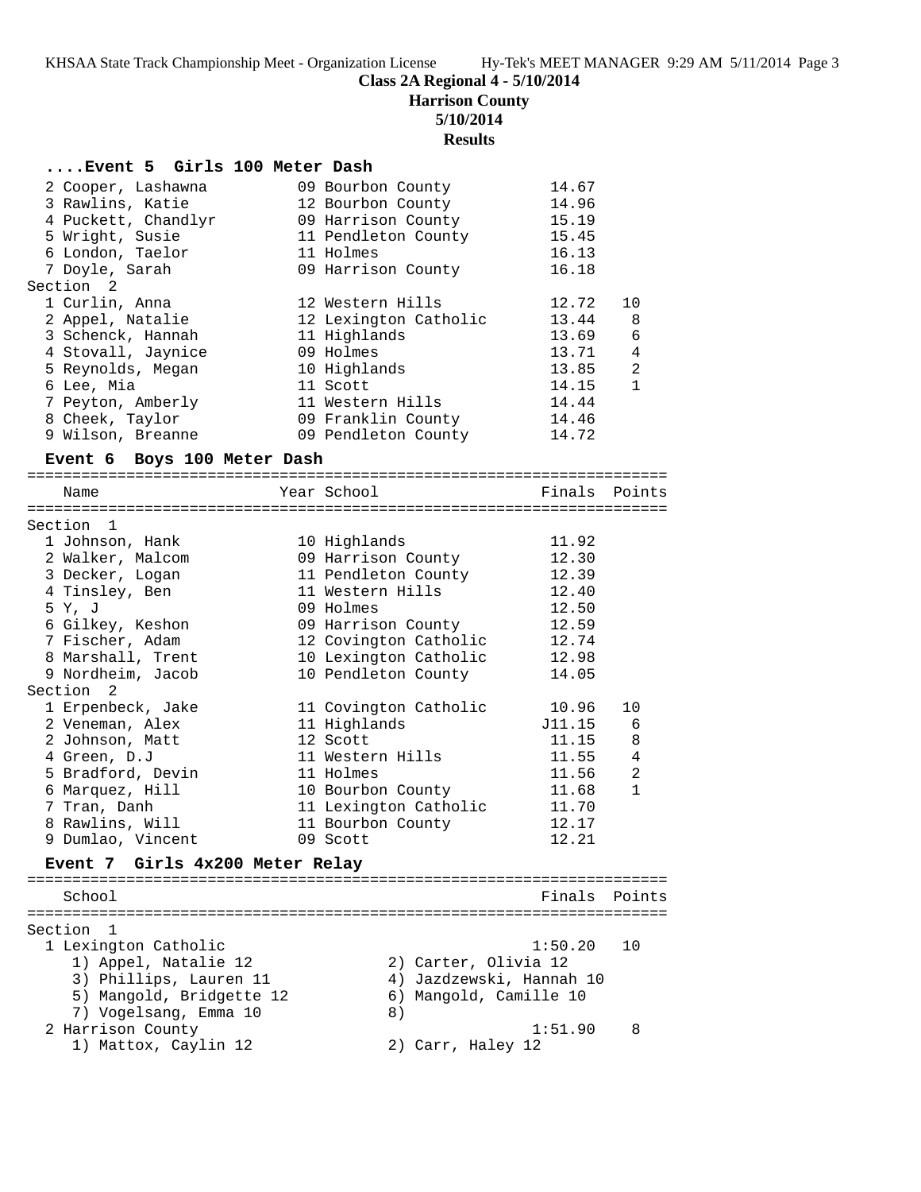**Class 2A Regional 4 - 5/10/2014**
**Harrison County**
**5/10/2014**
**Results**

### ....Event 5 Girls 100 Meter Dash

| Name | Year | School | Finals | Points |
|---|---|---|---|---|
| 2 Cooper, Lashawna | 09 | Bourbon County | 14.67 | |
| 3 Rawlins, Katie | 12 | Bourbon County | 14.96 | |
| 4 Puckett, Chandlyr | 09 | Harrison County | 15.19 | |
| 5 Wright, Susie | 11 | Pendleton County | 15.45 | |
| 6 London, Taelor | 11 | Holmes | 16.13 | |
| 7 Doyle, Sarah | 09 | Harrison County | 16.18 | |
| **Section 2** | | | | |
| 1 Curlin, Anna | 12 | Western Hills | 12.72 | 10 |
| 2 Appel, Natalie | 12 | Lexington Catholic | 13.44 | 8 |
| 3 Schenck, Hannah | 11 | Highlands | 13.69 | 6 |
| 4 Stovall, Jaynice | 09 | Holmes | 13.71 | 4 |
| 5 Reynolds, Megan | 10 | Highlands | 13.85 | 2 |
| 6 Lee, Mia | 11 | Scott | 14.15 | 1 |
| 7 Peyton, Amberly | 11 | Western Hills | 14.44 | |
| 8 Cheek, Taylor | 09 | Franklin County | 14.46 | |
| 9 Wilson, Breanne | 09 | Pendleton County | 14.72 | |

### Event 6 Boys 100 Meter Dash

| Name | Year | School | Finals | Points |
|---|---|---|---|---|
| **Section 1** | | | | |
| 1 Johnson, Hank | 10 | Highlands | 11.92 | |
| 2 Walker, Malcom | 09 | Harrison County | 12.30 | |
| 3 Decker, Logan | 11 | Pendleton County | 12.39 | |
| 4 Tinsley, Ben | 11 | Western Hills | 12.40 | |
| 5 Y, J | 09 | Holmes | 12.50 | |
| 6 Gilkey, Keshon | 09 | Harrison County | 12.59 | |
| 7 Fischer, Adam | 12 | Covington Catholic | 12.74 | |
| 8 Marshall, Trent | 10 | Lexington Catholic | 12.98 | |
| 9 Nordheim, Jacob | 10 | Pendleton County | 14.05 | |
| **Section 2** | | | | |
| 1 Erpenbeck, Jake | 11 | Covington Catholic | 10.96 | 10 |
| 2 Veneman, Alex | 11 | Highlands | J11.15 | 6 |
| 2 Johnson, Matt | 12 | Scott | 11.15 | 8 |
| 4 Green, D.J | 11 | Western Hills | 11.55 | 4 |
| 5 Bradford, Devin | 11 | Holmes | 11.56 | 2 |
| 6 Marquez, Hill | 10 | Bourbon County | 11.68 | 1 |
| 7 Tran, Danh | 11 | Lexington Catholic | 11.70 | |
| 8 Rawlins, Will | 11 | Bourbon County | 12.17 | |
| 9 Dumlao, Vincent | 09 | Scott | 12.21 | |

### Event 7 Girls 4x200 Meter Relay

| School | Finals | Points |
|---|---|---|
| **Section 1** | | |
| 1 Lexington Catholic | 1:50.20 | 10 |
| 1) Appel, Natalie 12; 2) Carter, Olivia 12; 3) Phillips, Lauren 11; 4) Jazdzewski, Hannah 10; 5) Mangold, Bridgette 12; 6) Mangold, Camille 10; 7) Vogelsang, Emma 10; 8) | | |
| 2 Harrison County | 1:51.90 | 8 |
| 1) Mattox, Caylin 12; 2) Carr, Haley 12 | | |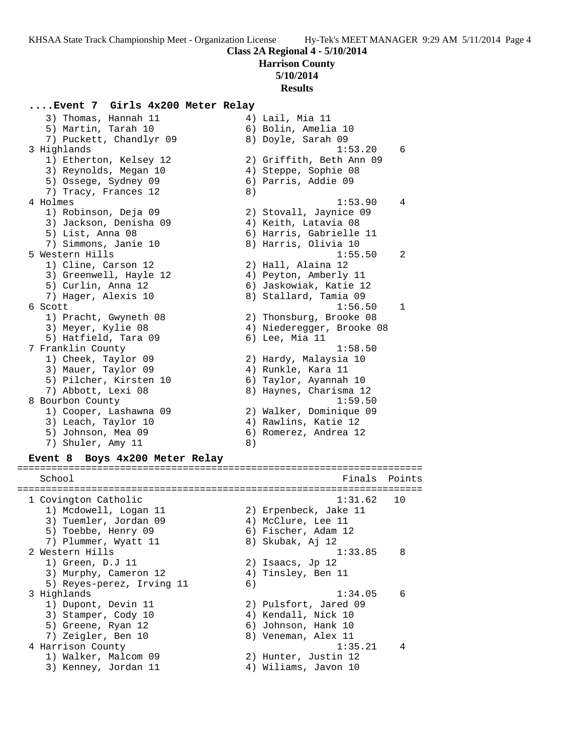**Class 2A Regional 4 - 5/10/2014**
**Harrison County**
**5/10/2014**
**Results**

### ....Event 7  Girls 4x200 Meter Relay

```
   3) Thomas, Hannah 11                4) Lail, Mia 11
   5) Martin, Tarah 10                 6) Bolin, Amelia 10
   7) Puckett, Chandlyr 09             8) Doyle, Sarah 09
 3 Highlands                                  1:53.20    6
   1) Etherton, Kelsey 12              2) Griffith, Beth Ann 09
   3) Reynolds, Megan 10               4) Steppe, Sophie 08
   5) Ossege, Sydney 09                6) Parris, Addie 09
   7) Tracy, Frances 12                8)
 4 Holmes                                     1:53.90    4
   1) Robinson, Deja 09                2) Stovall, Jaynice 09
   3) Jackson, Denisha 09              4) Keith, Latavia 08
   5) List, Anna 08                    6) Harris, Gabrielle 11
   7) Simmons, Janie 10                8) Harris, Olivia 10
 5 Western Hills                              1:55.50    2
   1) Cline, Carson 12                 2) Hall, Alaina 12
   3) Greenwell, Hayle 12              4) Peyton, Amberly 11
   5) Curlin, Anna 12                  6) Jaskowiak, Katie 12
   7) Hager, Alexis 10                 8) Stallard, Tamia 09
 6 Scott                                      1:56.50    1
   1) Pracht, Gwyneth 08               2) Thonsburg, Brooke 08
   3) Meyer, Kylie 08                  4) Niederegger, Brooke 08
   5) Hatfield, Tara 09                6) Lee, Mia 11
 7 Franklin County                            1:58.50
   1) Cheek, Taylor 09                 2) Hardy, Malaysia 10
   3) Mauer, Taylor 09                 4) Runkle, Kara 11
   5) Pilcher, Kirsten 10              6) Taylor, Ayannah 10
   7) Abbott, Lexi 08                  8) Haynes, Charisma 12
 8 Bourbon County                             1:59.50
   1) Cooper, Lashawna 09              2) Walker, Dominique 09
   3) Leach, Taylor 10                 4) Rawlins, Katie 12
   5) Johnson, Mea 09                  6) Romerez, Andrea 12
   7) Shuler, Amy 11                   8)
```

### Event 8  Boys 4x200 Meter Relay

```
=======================================================================
   School                                            Finals  Points
=======================================================================
 1 Covington Catholic                         1:31.62   10
   1) Mcdowell, Logan 11               2) Erpenbeck, Jake 11
   3) Tuemler, Jordan 09               4) McClure, Lee 11
   5) Toebbe, Henry 09                 6) Fischer, Adam 12
   7) Plummer, Wyatt 11                8) Skubak, Aj 12
 2 Western Hills                              1:33.85    8
   1) Green, D.J 11                    2) Isaacs, Jp 12
   3) Murphy, Cameron 12               4) Tinsley, Ben 11
   5) Reyes-perez, Irving 11           6)
 3 Highlands                                  1:34.05    6
   1) Dupont, Devin 11                 2) Pulsfort, Jared 09
   3) Stamper, Cody 10                 4) Kendall, Nick 10
   5) Greene, Ryan 12                  6) Johnson, Hank 10
   7) Zeigler, Ben 10                  8) Veneman, Alex 11
 4 Harrison County                            1:35.21    4
   1) Walker, Malcom 09                2) Hunter, Justin 12
   3) Kenney, Jordan 11                4) Wiliams, Javon 10
```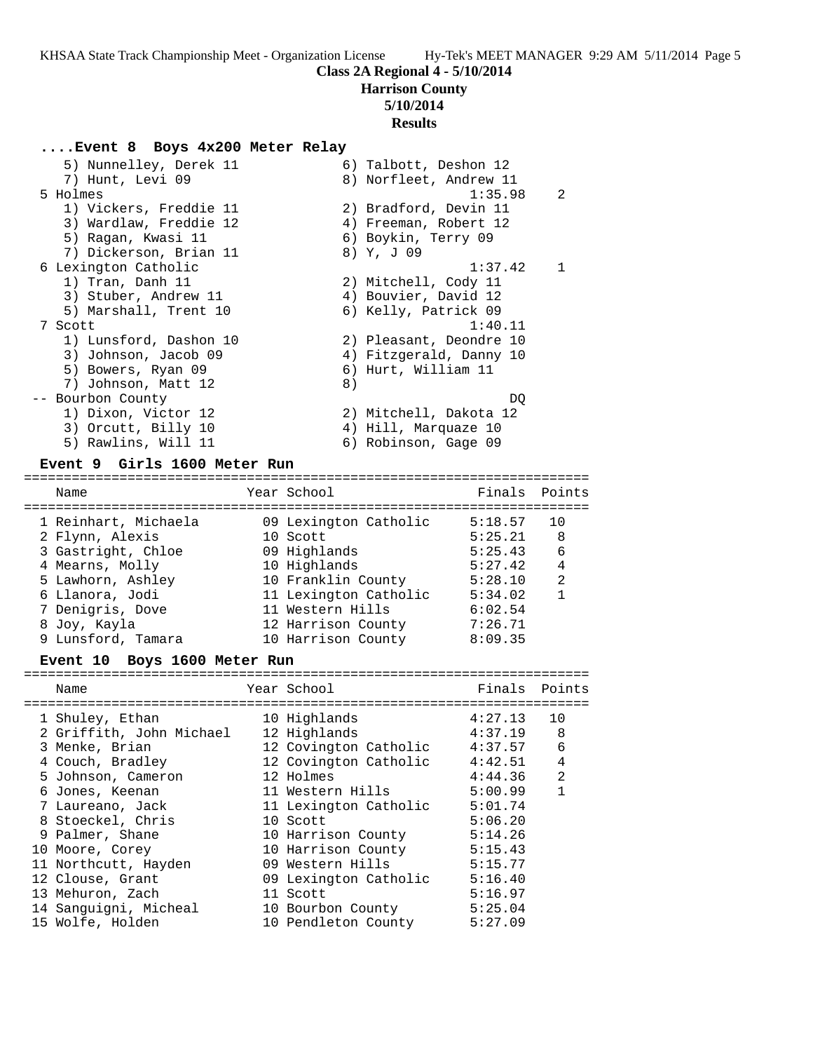**Class 2A Regional 4 - 5/10/2014**
**Harrison County**
**5/10/2014**
**Results**

### ....Event 8 Boys 4x200 Meter Relay

```
   5) Nunnelley, Derek 11            6) Talbott, Deshon 12
   7) Hunt, Levi 09                  8) Norfleet, Andrew 11
 5 Holmes                                       1:35.98    2
   1) Vickers, Freddie 11            2) Bradford, Devin 11
   3) Wardlaw, Freddie 12            4) Freeman, Robert 12
   5) Ragan, Kwasi 11                6) Boykin, Terry 09
   7) Dickerson, Brian 11            8) Y, J 09
 6 Lexington Catholic                           1:37.42    1
   1) Tran, Danh 11                  2) Mitchell, Cody 11
   3) Stuber, Andrew 11              4) Bouvier, David 12
   5) Marshall, Trent 10             6) Kelly, Patrick 09
 7 Scott                                        1:40.11
   1) Lunsford, Dashon 10            2) Pleasant, Deondre 10
   3) Johnson, Jacob 09              4) Fitzgerald, Danny 10
   5) Bowers, Ryan 09                6) Hurt, William 11
   7) Johnson, Matt 12               8)
-- Bourbon County                                    DQ
   1) Dixon, Victor 12               2) Mitchell, Dakota 12
   3) Orcutt, Billy 10               4) Hill, Marquaze 10
   5) Rawlins, Will 11               6) Robinson, Gage 09
```

### Event 9 Girls 1600 Meter Run

| | Name | Year | School | Finals | Points |
|---|---|---|---|---|---|
| 1 | Reinhart, Michaela | 09 | Lexington Catholic | 5:18.57 | 10 |
| 2 | Flynn, Alexis | 10 | Scott | 5:25.21 | 8 |
| 3 | Gastright, Chloe | 09 | Highlands | 5:25.43 | 6 |
| 4 | Mearns, Molly | 10 | Highlands | 5:27.42 | 4 |
| 5 | Lawhorn, Ashley | 10 | Franklin County | 5:28.10 | 2 |
| 6 | Llanora, Jodi | 11 | Lexington Catholic | 5:34.02 | 1 |
| 7 | Denigris, Dove | 11 | Western Hills | 6:02.54 | |
| 8 | Joy, Kayla | 12 | Harrison County | 7:26.71 | |
| 9 | Lunsford, Tamara | 10 | Harrison County | 8:09.35 | |

### Event 10 Boys 1600 Meter Run

| | Name | Year | School | Finals | Points |
|---|---|---|---|---|---|
| 1 | Shuley, Ethan | 10 | Highlands | 4:27.13 | 10 |
| 2 | Griffith, John Michael | 12 | Highlands | 4:37.19 | 8 |
| 3 | Menke, Brian | 12 | Covington Catholic | 4:37.57 | 6 |
| 4 | Couch, Bradley | 12 | Covington Catholic | 4:42.51 | 4 |
| 5 | Johnson, Cameron | 12 | Holmes | 4:44.36 | 2 |
| 6 | Jones, Keenan | 11 | Western Hills | 5:00.99 | 1 |
| 7 | Laureano, Jack | 11 | Lexington Catholic | 5:01.74 | |
| 8 | Stoeckel, Chris | 10 | Scott | 5:06.20 | |
| 9 | Palmer, Shane | 10 | Harrison County | 5:14.26 | |
| 10 | Moore, Corey | 10 | Harrison County | 5:15.43 | |
| 11 | Northcutt, Hayden | 09 | Western Hills | 5:15.77 | |
| 12 | Clouse, Grant | 09 | Lexington Catholic | 5:16.40 | |
| 13 | Mehuron, Zach | 11 | Scott | 5:16.97 | |
| 14 | Sanguigni, Micheal | 10 | Bourbon County | 5:25.04 | |
| 15 | Wolfe, Holden | 10 | Pendleton County | 5:27.09 | |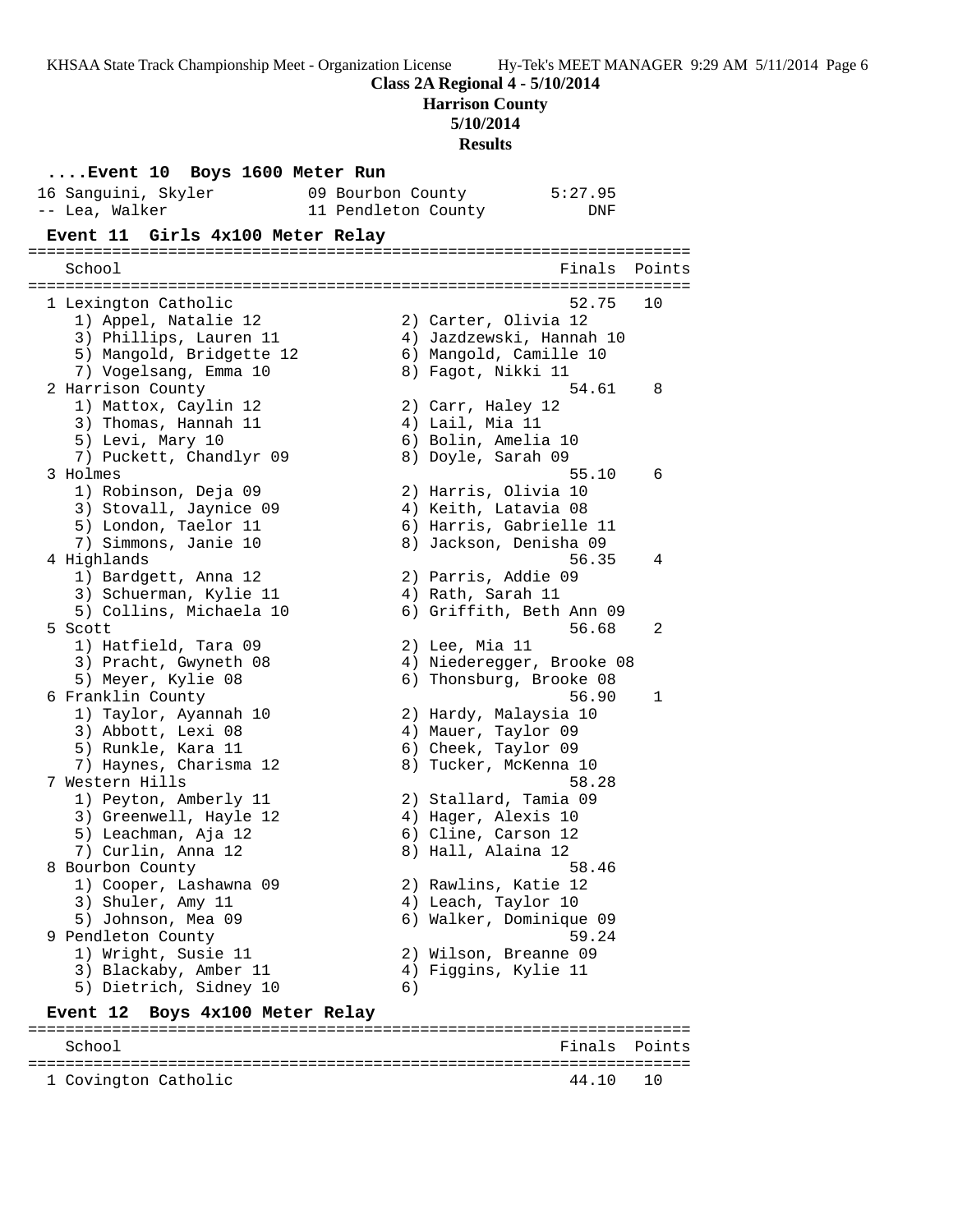**Class 2A Regional 4 - 5/10/2014**

**Harrison County**

**5/10/2014**

**Results**

### ....Event 10 Boys 1600 Meter Run

```
 16 Sanguini, Skyler          09 Bourbon County          5:27.95
 -- Lea, Walker               11 Pendleton County            DNF
```

### Event 11 Girls 4x100 Meter Relay

```
=======================================================================
    School                                               Finals  Points
=======================================================================
  1 Lexington Catholic                                     52.75   10
     1) Appel, Natalie 12               2) Carter, Olivia 12
     3) Phillips, Lauren 11             4) Jazdzewski, Hannah 10
     5) Mangold, Bridgette 12           6) Mangold, Camille 10
     7) Vogelsang, Emma 10              8) Fagot, Nikki 11
  2 Harrison County                                        54.61    8
     1) Mattox, Caylin 12               2) Carr, Haley 12
     3) Thomas, Hannah 11               4) Lail, Mia 11
     5) Levi, Mary 10                   6) Bolin, Amelia 10
     7) Puckett, Chandlyr 09            8) Doyle, Sarah 09
  3 Holmes                                                 55.10    6
     1) Robinson, Deja 09               2) Harris, Olivia 10
     3) Stovall, Jaynice 09             4) Keith, Latavia 08
     5) London, Taelor 11               6) Harris, Gabrielle 11
     7) Simmons, Janie 10               8) Jackson, Denisha 09
  4 Highlands                                              56.35    4
     1) Bardgett, Anna 12               2) Parris, Addie 09
     3) Schuerman, Kylie 11             4) Rath, Sarah 11
     5) Collins, Michaela 10            6) Griffith, Beth Ann 09
  5 Scott                                                  56.68    2
     1) Hatfield, Tara 09               2) Lee, Mia 11
     3) Pracht, Gwyneth 08              4) Niederegger, Brooke 08
     5) Meyer, Kylie 08                 6) Thonsburg, Brooke 08
  6 Franklin County                                        56.90    1
     1) Taylor, Ayannah 10              2) Hardy, Malaysia 10
     3) Abbott, Lexi 08                 4) Mauer, Taylor 09
     5) Runkle, Kara 11                 6) Cheek, Taylor 09
     7) Haynes, Charisma 12             8) Tucker, McKenna 10
  7 Western Hills                                          58.28
     1) Peyton, Amberly 11              2) Stallard, Tamia 09
     3) Greenwell, Hayle 12             4) Hager, Alexis 10
     5) Leachman, Aja 12                6) Cline, Carson 12
     7) Curlin, Anna 12                 8) Hall, Alaina 12
  8 Bourbon County                                         58.46
     1) Cooper, Lashawna 09             2) Rawlins, Katie 12
     3) Shuler, Amy 11                  4) Leach, Taylor 10
     5) Johnson, Mea 09                 6) Walker, Dominique 09
  9 Pendleton County                                       59.24
     1) Wright, Susie 11                2) Wilson, Breanne 09
     3) Blackaby, Amber 11              4) Figgins, Kylie 11
     5) Dietrich, Sidney 10             6)
```

### Event 12 Boys 4x100 Meter Relay

```
=======================================================================
    School                                               Finals  Points
=======================================================================
  1 Covington Catholic                                     44.10   10
```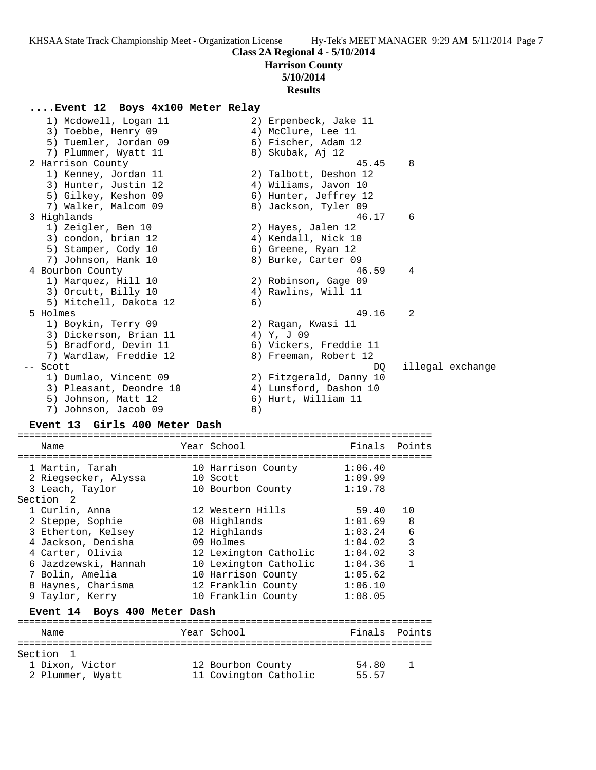**Class 2A Regional 4 - 5/10/2014**
**Harrison County**
**5/10/2014**
**Results**

### ....Event 12 Boys 4x100 Meter Relay

```
    1) Mcdowell, Logan 11             2) Erpenbeck, Jake 11
    3) Toebbe, Henry 09               4) McClure, Lee 11
    5) Tuemler, Jordan 09             6) Fischer, Adam 12
    7) Plummer, Wyatt 11              8) Skubak, Aj 12
  2 Harrison County                                 45.45    8
    1) Kenney, Jordan 11              2) Talbott, Deshon 12
    3) Hunter, Justin 12              4) Wiliams, Javon 10
    5) Gilkey, Keshon 09              6) Hunter, Jeffrey 12
    7) Walker, Malcom 09              8) Jackson, Tyler 09
  3 Highlands                                       46.17    6
    1) Zeigler, Ben 10                2) Hayes, Jalen 12
    3) condon, brian 12               4) Kendall, Nick 10
    5) Stamper, Cody 10               6) Greene, Ryan 12
    7) Johnson, Hank 10               8) Burke, Carter 09
  4 Bourbon County                                  46.59    4
    1) Marquez, Hill 10               2) Robinson, Gage 09
    3) Orcutt, Billy 10               4) Rawlins, Will 11
    5) Mitchell, Dakota 12            6)
  5 Holmes                                          49.16    2
    1) Boykin, Terry 09               2) Ragan, Kwasi 11
    3) Dickerson, Brian 11            4) Y, J 09
    5) Bradford, Devin 11             6) Vickers, Freddie 11
    7) Wardlaw, Freddie 12            8) Freeman, Robert 12
 -- Scott                                              DQ   illegal exchange
    1) Dumlao, Vincent 09             2) Fitzgerald, Danny 10
    3) Pleasant, Deondre 10           4) Lunsford, Dashon 10
    5) Johnson, Matt 12               6) Hurt, William 11
    7) Johnson, Jacob 09              8)
```

### Event 13 Girls 400 Meter Dash

| | Name | Year | School | Finals | Points |
|---|---|---|---|---|---|
| 1 | Martin, Tarah | 10 | Harrison County | 1:06.40 | |
| 2 | Riegsecker, Alyssa | 10 | Scott | 1:09.99 | |
| 3 | Leach, Taylor | 10 | Bourbon County | 1:19.78 | |
| **Section 2** | | | | | |
| 1 | Curlin, Anna | 12 | Western Hills | 59.40 | 10 |
| 2 | Steppe, Sophie | 08 | Highlands | 1:01.69 | 8 |
| 3 | Etherton, Kelsey | 12 | Highlands | 1:03.24 | 6 |
| 4 | Jackson, Denisha | 09 | Holmes | 1:04.02 | 3 |
| 4 | Carter, Olivia | 12 | Lexington Catholic | 1:04.02 | 3 |
| 6 | Jazdzewski, Hannah | 10 | Lexington Catholic | 1:04.36 | 1 |
| 7 | Bolin, Amelia | 10 | Harrison County | 1:05.62 | |
| 8 | Haynes, Charisma | 12 | Franklin County | 1:06.10 | |
| 9 | Taylor, Kerry | 10 | Franklin County | 1:08.05 | |

### Event 14 Boys 400 Meter Dash

| | Name | Year | School | Finals | Points |
|---|---|---|---|---|---|
| **Section 1** | | | | | |
| 1 | Dixon, Victor | 12 | Bourbon County | 54.80 | 1 |
| 2 | Plummer, Wyatt | 11 | Covington Catholic | 55.57 | |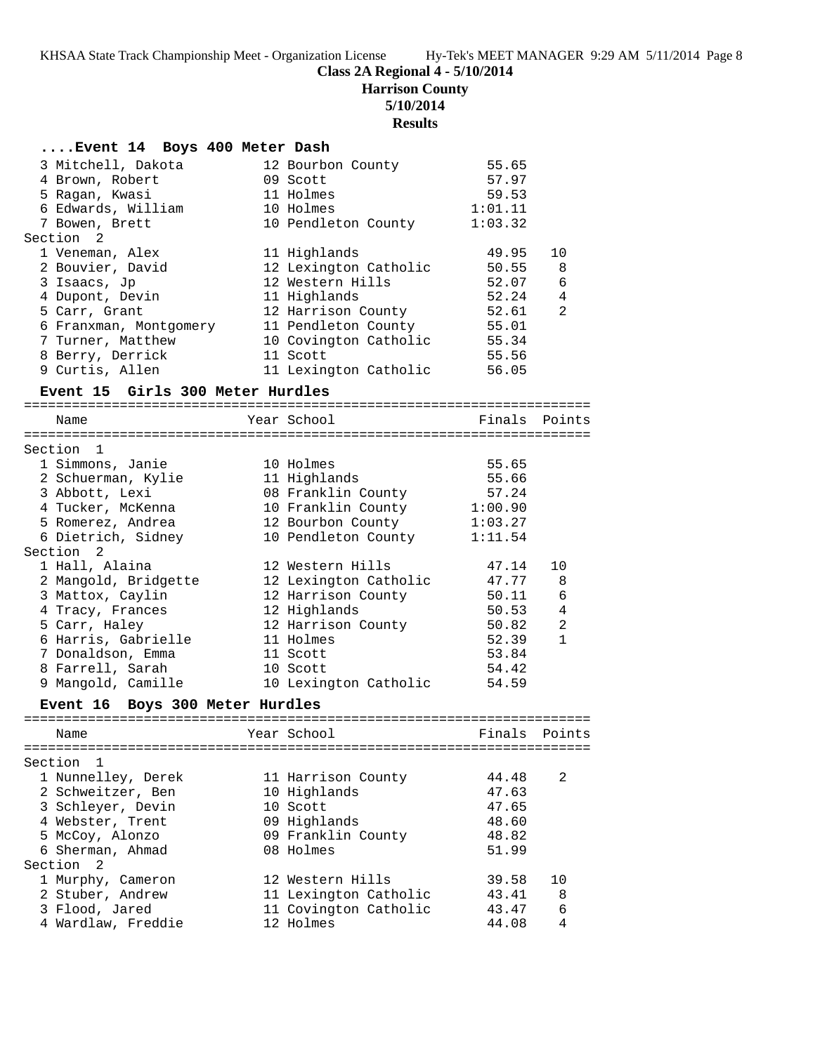**Class 2A Regional 4 - 5/10/2014**

**Harrison County**

**5/10/2014**

**Results**

### ....Event 14 Boys 400 Meter Dash

| Name | Year | School | Finals | Points |
|---|---|---|---|---|
| 3 Mitchell, Dakota | 12 | Bourbon County | 55.65 | |
| 4 Brown, Robert | 09 | Scott | 57.97 | |
| 5 Ragan, Kwasi | 11 | Holmes | 59.53 | |
| 6 Edwards, William | 10 | Holmes | 1:01.11 | |
| 7 Bowen, Brett | 10 | Pendleton County | 1:03.32 | |
| **Section 2** | | | | |
| 1 Veneman, Alex | 11 | Highlands | 49.95 | 10 |
| 2 Bouvier, David | 12 | Lexington Catholic | 50.55 | 8 |
| 3 Isaacs, Jp | 12 | Western Hills | 52.07 | 6 |
| 4 Dupont, Devin | 11 | Highlands | 52.24 | 4 |
| 5 Carr, Grant | 12 | Harrison County | 52.61 | 2 |
| 6 Franxman, Montgomery | 11 | Pendleton County | 55.01 | |
| 7 Turner, Matthew | 10 | Covington Catholic | 55.34 | |
| 8 Berry, Derrick | 11 | Scott | 55.56 | |
| 9 Curtis, Allen | 11 | Lexington Catholic | 56.05 | |

### Event 15 Girls 300 Meter Hurdles

| Name | Year | School | Finals | Points |
|---|---|---|---|---|
| **Section 1** | | | | |
| 1 Simmons, Janie | 10 | Holmes | 55.65 | |
| 2 Schuerman, Kylie | 11 | Highlands | 55.66 | |
| 3 Abbott, Lexi | 08 | Franklin County | 57.24 | |
| 4 Tucker, McKenna | 10 | Franklin County | 1:00.90 | |
| 5 Romerez, Andrea | 12 | Bourbon County | 1:03.27 | |
| 6 Dietrich, Sidney | 10 | Pendleton County | 1:11.54 | |
| **Section 2** | | | | |
| 1 Hall, Alaina | 12 | Western Hills | 47.14 | 10 |
| 2 Mangold, Bridgette | 12 | Lexington Catholic | 47.77 | 8 |
| 3 Mattox, Caylin | 12 | Harrison County | 50.11 | 6 |
| 4 Tracy, Frances | 12 | Highlands | 50.53 | 4 |
| 5 Carr, Haley | 12 | Harrison County | 50.82 | 2 |
| 6 Harris, Gabrielle | 11 | Holmes | 52.39 | 1 |
| 7 Donaldson, Emma | 11 | Scott | 53.84 | |
| 8 Farrell, Sarah | 10 | Scott | 54.42 | |
| 9 Mangold, Camille | 10 | Lexington Catholic | 54.59 | |

### Event 16 Boys 300 Meter Hurdles

| Name | Year | School | Finals | Points |
|---|---|---|---|---|
| **Section 1** | | | | |
| 1 Nunnelley, Derek | 11 | Harrison County | 44.48 | 2 |
| 2 Schweitzer, Ben | 10 | Highlands | 47.63 | |
| 3 Schleyer, Devin | 10 | Scott | 47.65 | |
| 4 Webster, Trent | 09 | Highlands | 48.60 | |
| 5 McCoy, Alonzo | 09 | Franklin County | 48.82 | |
| 6 Sherman, Ahmad | 08 | Holmes | 51.99 | |
| **Section 2** | | | | |
| 1 Murphy, Cameron | 12 | Western Hills | 39.58 | 10 |
| 2 Stuber, Andrew | 11 | Lexington Catholic | 43.41 | 8 |
| 3 Flood, Jared | 11 | Covington Catholic | 43.47 | 6 |
| 4 Wardlaw, Freddie | 12 | Holmes | 44.08 | 4 |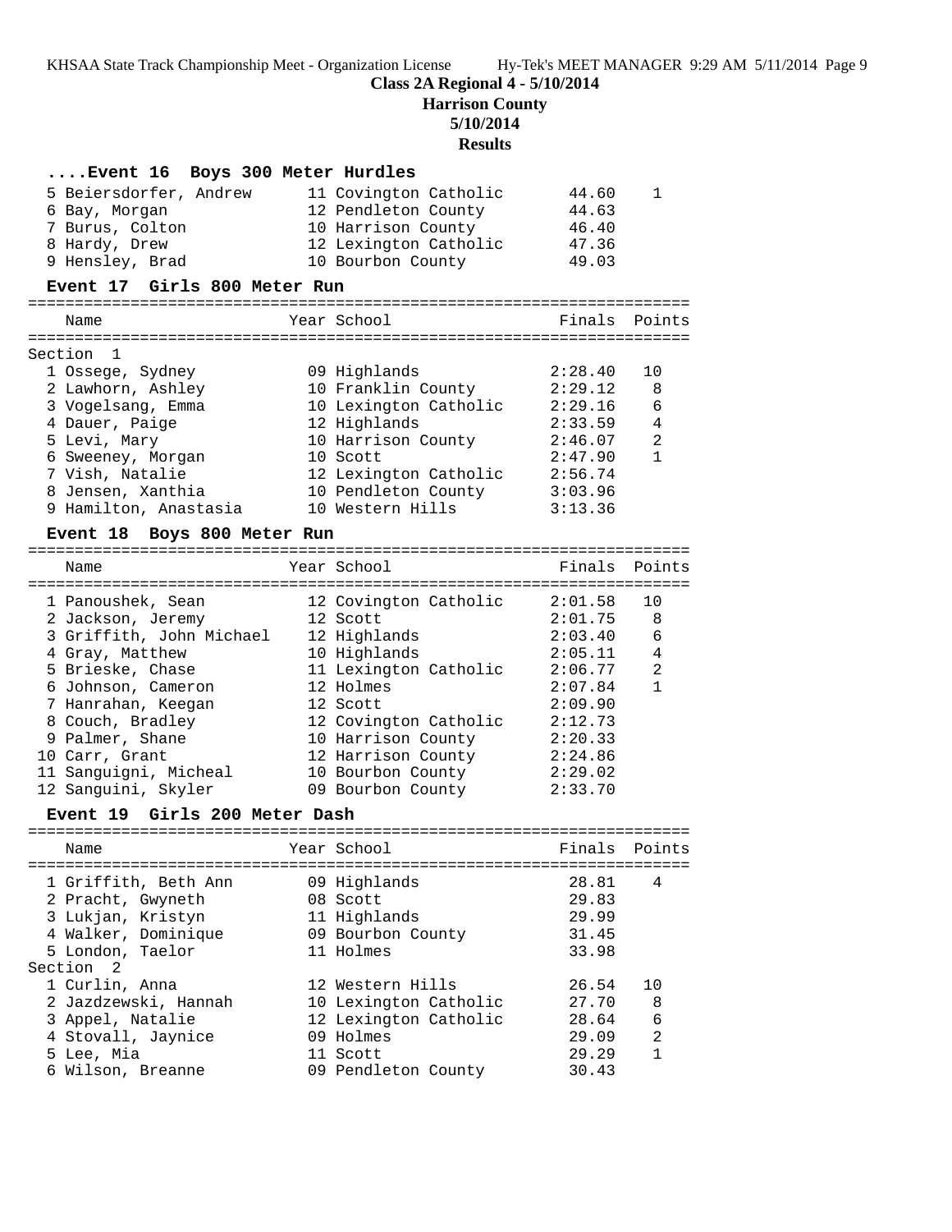**Class 2A Regional 4 - 5/10/2014**
**Harrison County**
**5/10/2014**
**Results**

### ....Event 16 Boys 300 Meter Hurdles

| Place | Name | Year | School | Finals | Points |
|---|---|---|---|---|---|
| 5 | Beiersdorfer, Andrew | 11 | Covington Catholic | 44.60 | 1 |
| 6 | Bay, Morgan | 12 | Pendleton County | 44.63 | |
| 7 | Burus, Colton | 10 | Harrison County | 46.40 | |
| 8 | Hardy, Drew | 12 | Lexington Catholic | 47.36 | |
| 9 | Hensley, Brad | 10 | Bourbon County | 49.03 | |

### Event 17 Girls 800 Meter Run

| Place | Name | Year | School | Finals | Points |
|---|---|---|---|---|---|
| Section 1 | | | | | |
| 1 | Ossege, Sydney | 09 | Highlands | 2:28.40 | 10 |
| 2 | Lawhorn, Ashley | 10 | Franklin County | 2:29.12 | 8 |
| 3 | Vogelsang, Emma | 10 | Lexington Catholic | 2:29.16 | 6 |
| 4 | Dauer, Paige | 12 | Highlands | 2:33.59 | 4 |
| 5 | Levi, Mary | 10 | Harrison County | 2:46.07 | 2 |
| 6 | Sweeney, Morgan | 10 | Scott | 2:47.90 | 1 |
| 7 | Vish, Natalie | 12 | Lexington Catholic | 2:56.74 | |
| 8 | Jensen, Xanthia | 10 | Pendleton County | 3:03.96 | |
| 9 | Hamilton, Anastasia | 10 | Western Hills | 3:13.36 | |

### Event 18 Boys 800 Meter Run

| Place | Name | Year | School | Finals | Points |
|---|---|---|---|---|---|
| 1 | Panoushek, Sean | 12 | Covington Catholic | 2:01.58 | 10 |
| 2 | Jackson, Jeremy | 12 | Scott | 2:01.75 | 8 |
| 3 | Griffith, John Michael | 12 | Highlands | 2:03.40 | 6 |
| 4 | Gray, Matthew | 10 | Highlands | 2:05.11 | 4 |
| 5 | Brieske, Chase | 11 | Lexington Catholic | 2:06.77 | 2 |
| 6 | Johnson, Cameron | 12 | Holmes | 2:07.84 | 1 |
| 7 | Hanrahan, Keegan | 12 | Scott | 2:09.90 | |
| 8 | Couch, Bradley | 12 | Covington Catholic | 2:12.73 | |
| 9 | Palmer, Shane | 10 | Harrison County | 2:20.33 | |
| 10 | Carr, Grant | 12 | Harrison County | 2:24.86 | |
| 11 | Sanguigni, Micheal | 10 | Bourbon County | 2:29.02 | |
| 12 | Sanguini, Skyler | 09 | Bourbon County | 2:33.70 | |

### Event 19 Girls 200 Meter Dash

| Place | Name | Year | School | Finals | Points |
|---|---|---|---|---|---|
| 1 | Griffith, Beth Ann | 09 | Highlands | 28.81 | 4 |
| 2 | Pracht, Gwyneth | 08 | Scott | 29.83 | |
| 3 | Lukjan, Kristyn | 11 | Highlands | 29.99 | |
| 4 | Walker, Dominique | 09 | Bourbon County | 31.45 | |
| 5 | London, Taelor | 11 | Holmes | 33.98 | |
| Section 2 | | | | | |
| 1 | Curlin, Anna | 12 | Western Hills | 26.54 | 10 |
| 2 | Jazdzewski, Hannah | 10 | Lexington Catholic | 27.70 | 8 |
| 3 | Appel, Natalie | 12 | Lexington Catholic | 28.64 | 6 |
| 4 | Stovall, Jaynice | 09 | Holmes | 29.09 | 2 |
| 5 | Lee, Mia | 11 | Scott | 29.29 | 1 |
| 6 | Wilson, Breanne | 09 | Pendleton County | 30.43 | |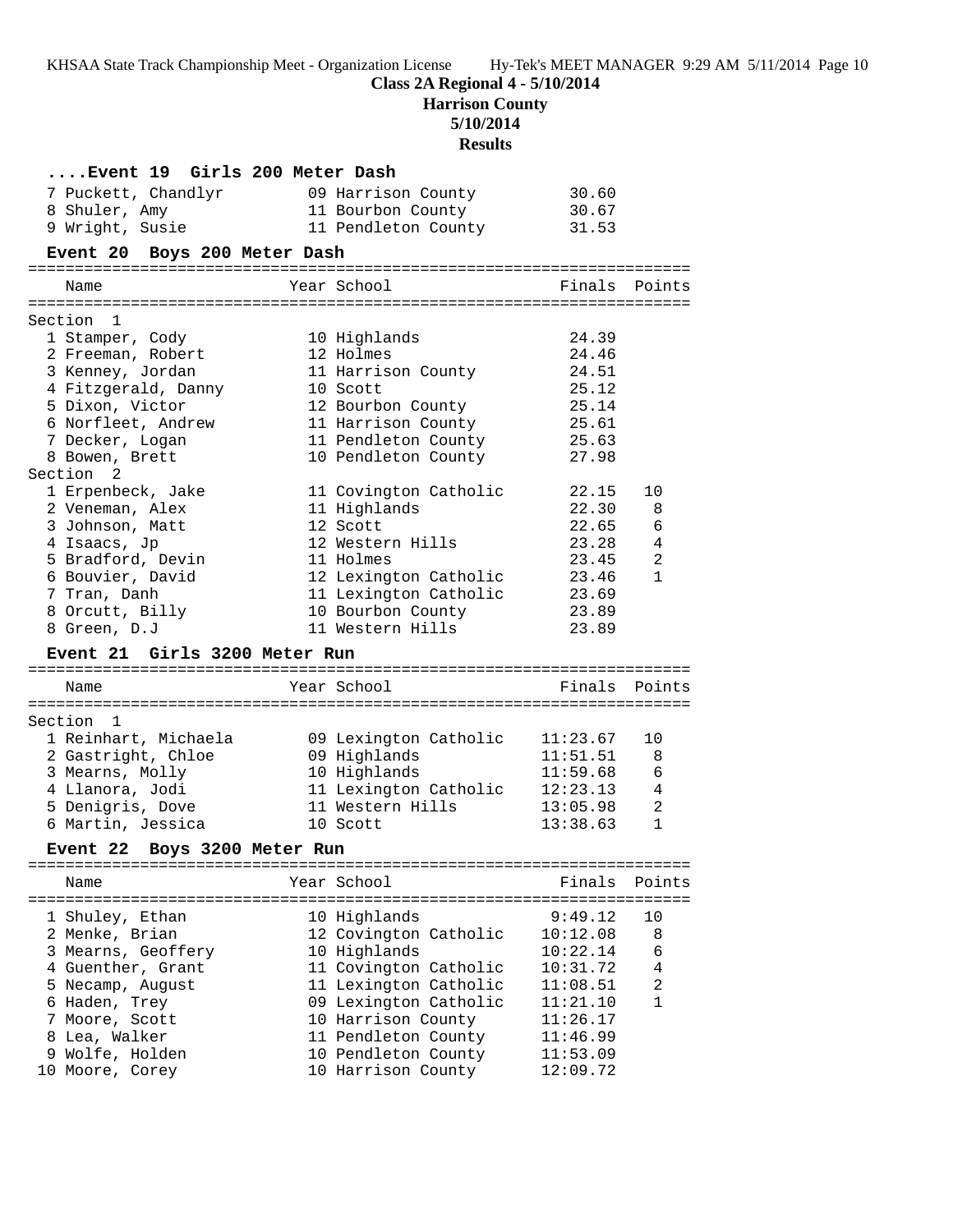**Class 2A Regional 4 - 5/10/2014**

**Harrison County**

**5/10/2014**

**Results**

### ....Event 19 Girls 200 Meter Dash

| Place | Name | Year | School | Finals | Points |
|---|---|---|---|---|---|
| 7 | Puckett, Chandlyr | 09 | Harrison County | 30.60 | |
| 8 | Shuler, Amy | 11 | Bourbon County | 30.67 | |
| 9 | Wright, Susie | 11 | Pendleton County | 31.53 | |

### Event 20 Boys 200 Meter Dash

| Place | Name | Year | School | Finals | Points |
|---|---|---|---|---|---|
| **Section 1** | | | | | |
| 1 | Stamper, Cody | 10 | Highlands | 24.39 | |
| 2 | Freeman, Robert | 12 | Holmes | 24.46 | |
| 3 | Kenney, Jordan | 11 | Harrison County | 24.51 | |
| 4 | Fitzgerald, Danny | 10 | Scott | 25.12 | |
| 5 | Dixon, Victor | 12 | Bourbon County | 25.14 | |
| 6 | Norfleet, Andrew | 11 | Harrison County | 25.61 | |
| 7 | Decker, Logan | 11 | Pendleton County | 25.63 | |
| 8 | Bowen, Brett | 10 | Pendleton County | 27.98 | |
| **Section 2** | | | | | |
| 1 | Erpenbeck, Jake | 11 | Covington Catholic | 22.15 | 10 |
| 2 | Veneman, Alex | 11 | Highlands | 22.30 | 8 |
| 3 | Johnson, Matt | 12 | Scott | 22.65 | 6 |
| 4 | Isaacs, Jp | 12 | Western Hills | 23.28 | 4 |
| 5 | Bradford, Devin | 11 | Holmes | 23.45 | 2 |
| 6 | Bouvier, David | 12 | Lexington Catholic | 23.46 | 1 |
| 7 | Tran, Danh | 11 | Lexington Catholic | 23.69 | |
| 8 | Orcutt, Billy | 10 | Bourbon County | 23.89 | |
| 8 | Green, D.J | 11 | Western Hills | 23.89 | |

### Event 21 Girls 3200 Meter Run

| Place | Name | Year | School | Finals | Points |
|---|---|---|---|---|---|
| **Section 1** | | | | | |
| 1 | Reinhart, Michaela | 09 | Lexington Catholic | 11:23.67 | 10 |
| 2 | Gastright, Chloe | 09 | Highlands | 11:51.51 | 8 |
| 3 | Mearns, Molly | 10 | Highlands | 11:59.68 | 6 |
| 4 | Llanora, Jodi | 11 | Lexington Catholic | 12:23.13 | 4 |
| 5 | Denigris, Dove | 11 | Western Hills | 13:05.98 | 2 |
| 6 | Martin, Jessica | 10 | Scott | 13:38.63 | 1 |

### Event 22 Boys 3200 Meter Run

| Place | Name | Year | School | Finals | Points |
|---|---|---|---|---|---|
| 1 | Shuley, Ethan | 10 | Highlands | 9:49.12 | 10 |
| 2 | Menke, Brian | 12 | Covington Catholic | 10:12.08 | 8 |
| 3 | Mearns, Geoffery | 10 | Highlands | 10:22.14 | 6 |
| 4 | Guenther, Grant | 11 | Covington Catholic | 10:31.72 | 4 |
| 5 | Necamp, August | 11 | Lexington Catholic | 11:08.51 | 2 |
| 6 | Haden, Trey | 09 | Lexington Catholic | 11:21.10 | 1 |
| 7 | Moore, Scott | 10 | Harrison County | 11:26.17 | |
| 8 | Lea, Walker | 11 | Pendleton County | 11:46.99 | |
| 9 | Wolfe, Holden | 10 | Pendleton County | 11:53.09 | |
| 10 | Moore, Corey | 10 | Harrison County | 12:09.72 | |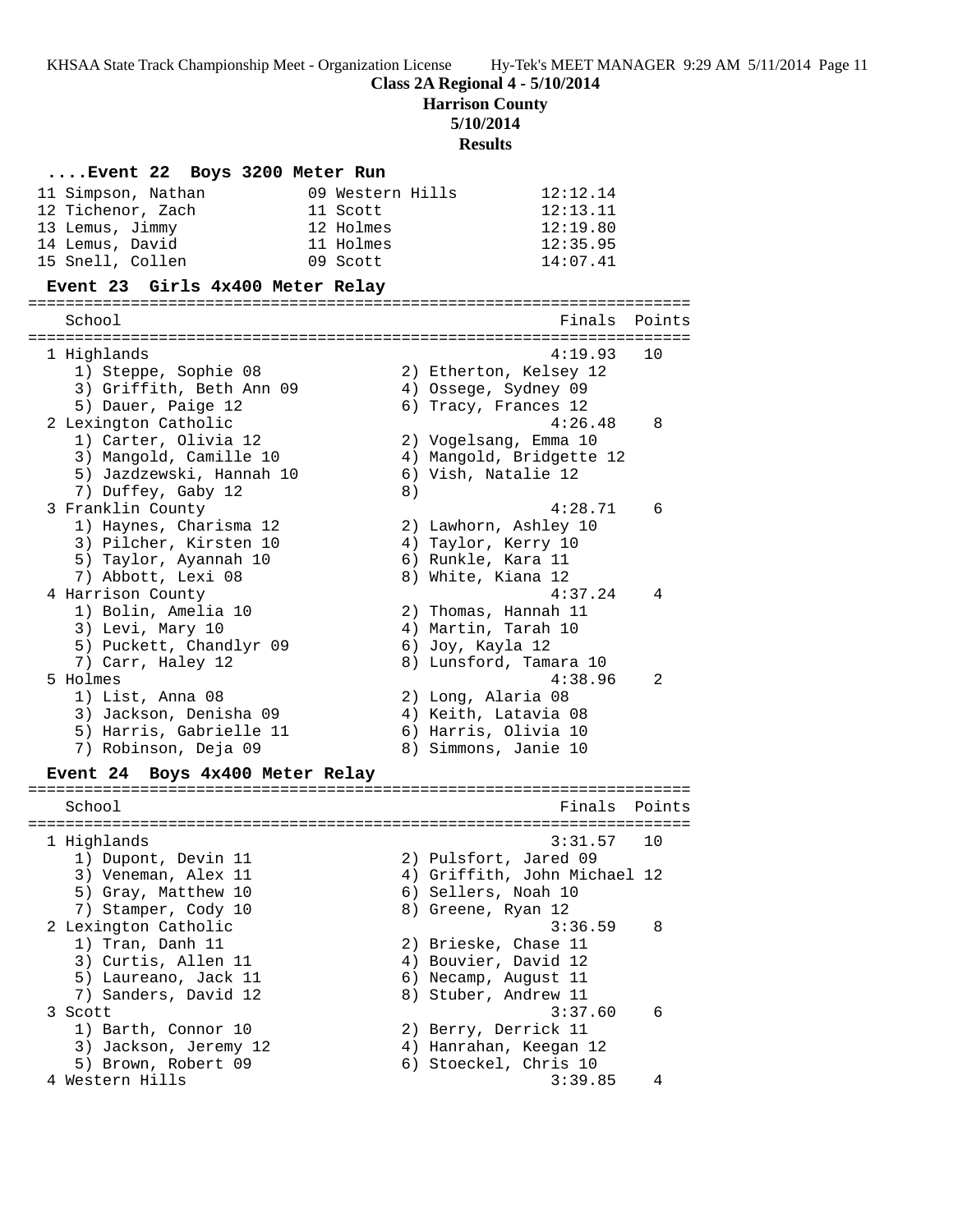**Class 2A Regional 4 - 5/10/2014**
**Harrison County**
**5/10/2014**
**Results**

### ....Event 22 Boys 3200 Meter Run

| Place | Name | Year | School | Finals |
|---|---|---|---|---|
| 11 | Simpson, Nathan | 09 | Western Hills | 12:12.14 |
| 12 | Tichenor, Zach | 11 | Scott | 12:13.11 |
| 13 | Lemus, Jimmy | 12 | Holmes | 12:19.80 |
| 14 | Lemus, David | 11 | Holmes | 12:35.95 |
| 15 | Snell, Collen | 09 | Scott | 14:07.41 |

### Event 23 Girls 4x400 Meter Relay

| Place | School | Finals | Points |
|---|---|---|---|
| 1 | Highlands | 4:19.93 | 10 |
| | 1) Steppe, Sophie 08; 2) Etherton, Kelsey 12; 3) Griffith, Beth Ann 09; 4) Ossege, Sydney 09; 5) Dauer, Paige 12; 6) Tracy, Frances 12 | | |
| 2 | Lexington Catholic | 4:26.48 | 8 |
| | 1) Carter, Olivia 12; 2) Vogelsang, Emma 10; 3) Mangold, Camille 10; 4) Mangold, Bridgette 12; 5) Jazdzewski, Hannah 10; 6) Vish, Natalie 12; 7) Duffey, Gaby 12; 8) | | |
| 3 | Franklin County | 4:28.71 | 6 |
| | 1) Haynes, Charisma 12; 2) Lawhorn, Ashley 10; 3) Pilcher, Kirsten 10; 4) Taylor, Kerry 10; 5) Taylor, Ayannah 10; 6) Runkle, Kara 11; 7) Abbott, Lexi 08; 8) White, Kiana 12 | | |
| 4 | Harrison County | 4:37.24 | 4 |
| | 1) Bolin, Amelia 10; 2) Thomas, Hannah 11; 3) Levi, Mary 10; 4) Martin, Tarah 10; 5) Puckett, Chandlyr 09; 6) Joy, Kayla 12; 7) Carr, Haley 12; 8) Lunsford, Tamara 10 | | |
| 5 | Holmes | 4:38.96 | 2 |
| | 1) List, Anna 08; 2) Long, Alaria 08; 3) Jackson, Denisha 09; 4) Keith, Latavia 08; 5) Harris, Gabrielle 11; 6) Harris, Olivia 10; 7) Robinson, Deja 09; 8) Simmons, Janie 10 | | |

### Event 24 Boys 4x400 Meter Relay

| Place | School | Finals | Points |
|---|---|---|---|
| 1 | Highlands | 3:31.57 | 10 |
| | 1) Dupont, Devin 11; 2) Pulsfort, Jared 09; 3) Veneman, Alex 11; 4) Griffith, John Michael 12; 5) Gray, Matthew 10; 6) Sellers, Noah 10; 7) Stamper, Cody 10; 8) Greene, Ryan 12 | | |
| 2 | Lexington Catholic | 3:36.59 | 8 |
| | 1) Tran, Danh 11; 2) Brieske, Chase 11; 3) Curtis, Allen 11; 4) Bouvier, David 12; 5) Laureano, Jack 11; 6) Necamp, August 11; 7) Sanders, David 12; 8) Stuber, Andrew 11 | | |
| 3 | Scott | 3:37.60 | 6 |
| | 1) Barth, Connor 10; 2) Berry, Derrick 11; 3) Jackson, Jeremy 12; 4) Hanrahan, Keegan 12; 5) Brown, Robert 09; 6) Stoeckel, Chris 10 | | |
| 4 | Western Hills | 3:39.85 | 4 |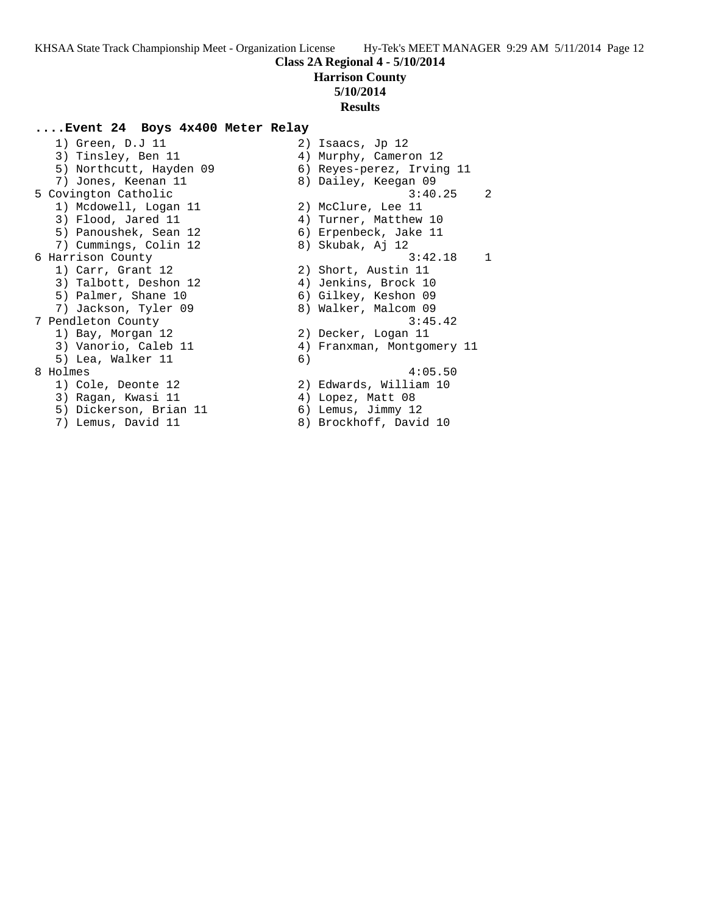**Class 2A Regional 4 - 5/10/2014**

**Harrison County**

**5/10/2014**

**Results**

## ....Event 24 Boys 4x400 Meter Relay

```
   1) Green, D.J 11                  2) Isaacs, Jp 12
   3) Tinsley, Ben 11                4) Murphy, Cameron 12
   5) Northcutt, Hayden 09           6) Reyes-perez, Irving 11
   7) Jones, Keenan 11               8) Dailey, Keegan 09
5 Covington Catholic                            3:40.25    2
   1) Mcdowell, Logan 11             2) McClure, Lee 11
   3) Flood, Jared 11                4) Turner, Matthew 10
   5) Panoushek, Sean 12             6) Erpenbeck, Jake 11
   7) Cummings, Colin 12             8) Skubak, Aj 12
6 Harrison County                               3:42.18    1
   1) Carr, Grant 12                 2) Short, Austin 11
   3) Talbott, Deshon 12             4) Jenkins, Brock 10
   5) Palmer, Shane 10               6) Gilkey, Keshon 09
   7) Jackson, Tyler 09              8) Walker, Malcom 09
7 Pendleton County                              3:45.42
   1) Bay, Morgan 12                 2) Decker, Logan 11
   3) Vanorio, Caleb 11              4) Franxman, Montgomery 11
   5) Lea, Walker 11                 6)
8 Holmes                                        4:05.50
   1) Cole, Deonte 12                2) Edwards, William 10
   3) Ragan, Kwasi 11                4) Lopez, Matt 08
   5) Dickerson, Brian 11            6) Lemus, Jimmy 12
   7) Lemus, David 11                8) Brockhoff, David 10
```